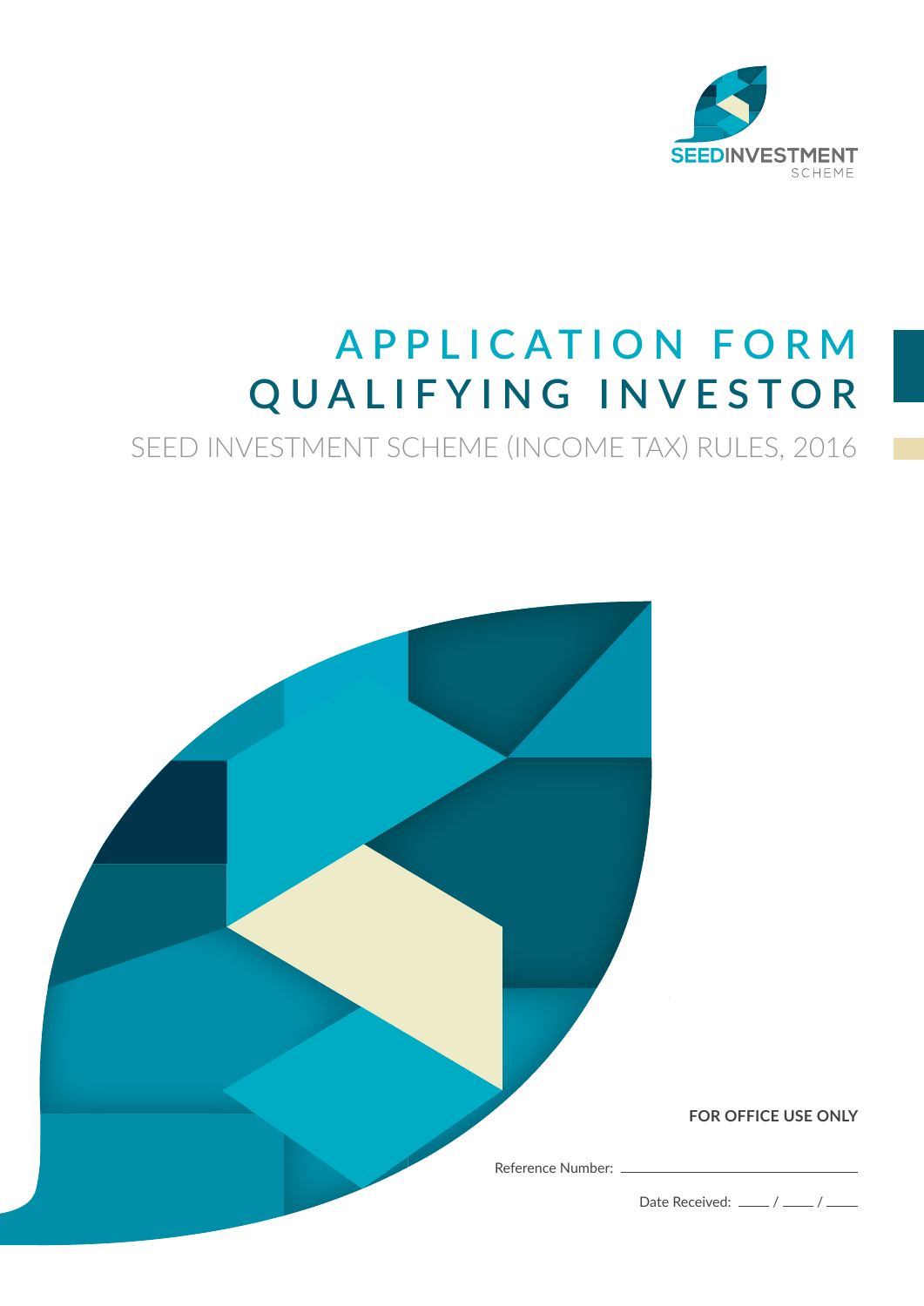SEEDINVESTMENT SCHEME

# APPLICATION FORM QUALIFYING INVESTOR

## SEED INVESTMENT SCHEME (INCOME TAX) RULES, 2016

**FOR OFFICE USE ONLY**

Reference Number: ______________________________

Date Received: _____ / _____ / _____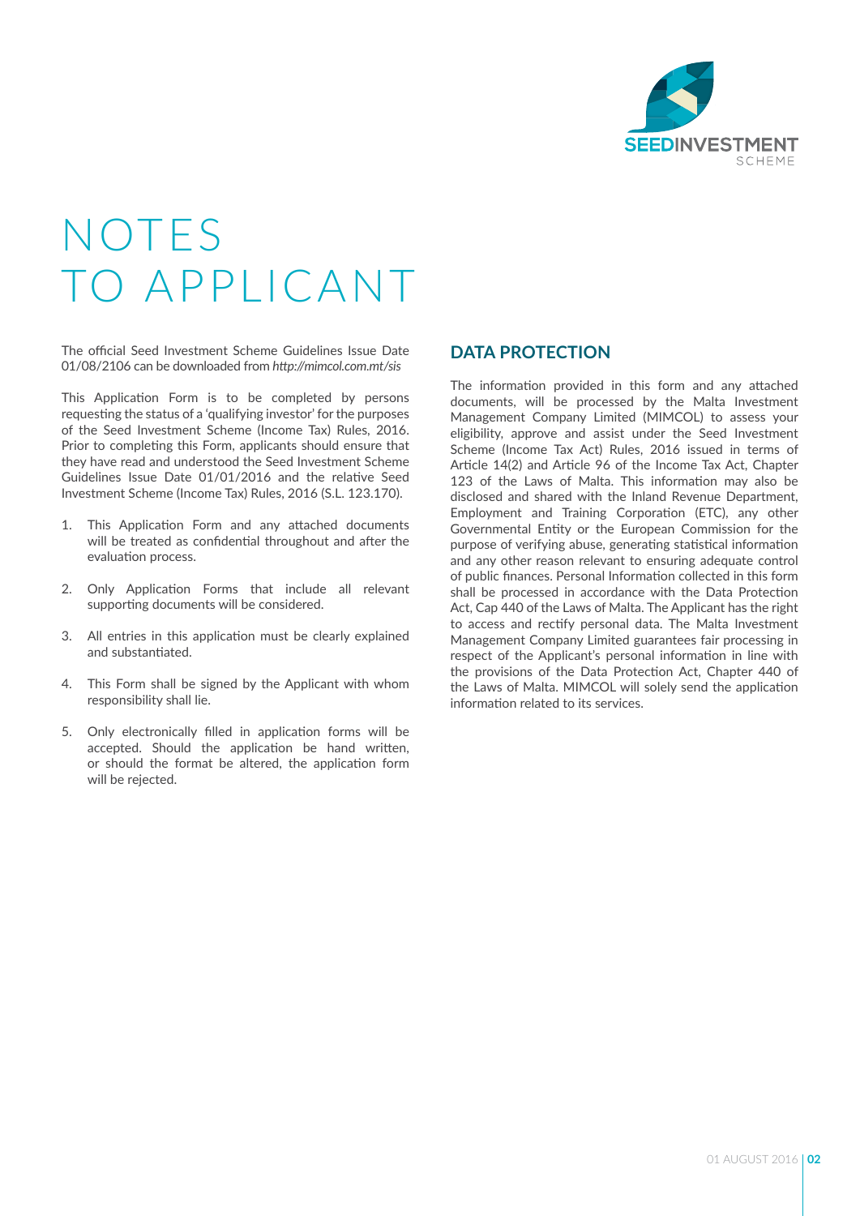# NOTES TO APPLICANT

The official Seed Investment Scheme Guidelines Issue Date 01/08/2106 can be downloaded from *http://mimcol.com.mt/sis*

This Application Form is to be completed by persons requesting the status of a 'qualifying investor' for the purposes of the Seed Investment Scheme (Income Tax) Rules, 2016. Prior to completing this Form, applicants should ensure that they have read and understood the Seed Investment Scheme Guidelines Issue Date 01/01/2016 and the relative Seed Investment Scheme (Income Tax) Rules, 2016 (S.L. 123.170).

1. This Application Form and any attached documents will be treated as confidential throughout and after the evaluation process.
2. Only Application Forms that include all relevant supporting documents will be considered.
3. All entries in this application must be clearly explained and substantiated.
4. This Form shall be signed by the Applicant with whom responsibility shall lie.
5. Only electronically filled in application forms will be accepted. Should the application be hand written, or should the format be altered, the application form will be rejected.

## DATA PROTECTION

The information provided in this form and any attached documents, will be processed by the Malta Investment Management Company Limited (MIMCOL) to assess your eligibility, approve and assist under the Seed Investment Scheme (Income Tax Act) Rules, 2016 issued in terms of Article 14(2) and Article 96 of the Income Tax Act, Chapter 123 of the Laws of Malta. This information may also be disclosed and shared with the Inland Revenue Department, Employment and Training Corporation (ETC), any other Governmental Entity or the European Commission for the purpose of verifying abuse, generating statistical information and any other reason relevant to ensuring adequate control of public finances. Personal Information collected in this form shall be processed in accordance with the Data Protection Act, Cap 440 of the Laws of Malta. The Applicant has the right to access and rectify personal data. The Malta Investment Management Company Limited guarantees fair processing in respect of the Applicant's personal information in line with the provisions of the Data Protection Act, Chapter 440 of the Laws of Malta. MIMCOL will solely send the application information related to its services.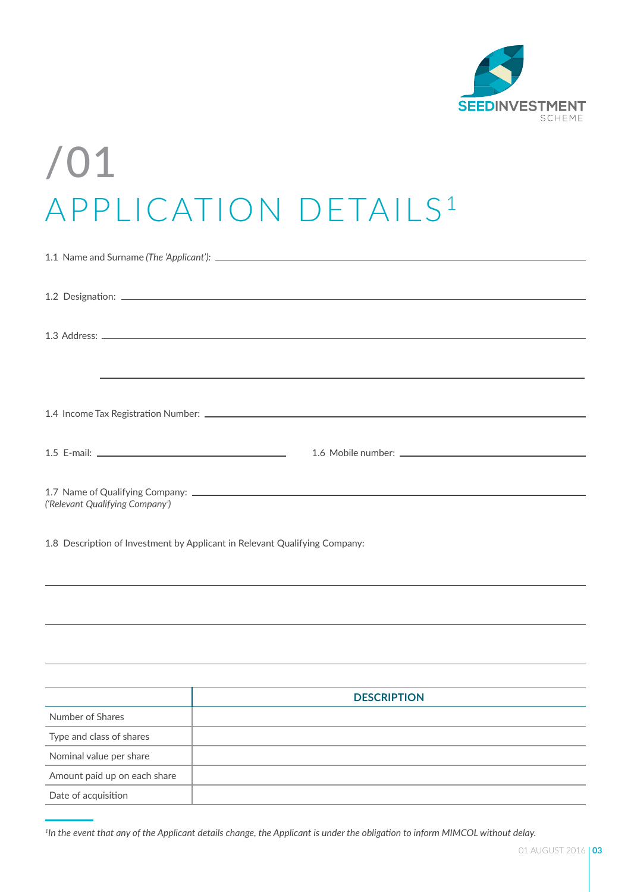# /01

# APPLICATION DETAILS[1]

1.1 Name and Surname *(The 'Applicant')*: \_\_\_\_\_\_\_\_\_\_\_\_\_\_\_\_\_\_\_\_\_\_\_\_\_\_\_\_\_\_\_\_\_\_\_\_\_\_\_\_

1.2 Designation: \_\_\_\_\_\_\_\_\_\_\_\_\_\_\_\_\_\_\_\_\_\_\_\_\_\_\_\_\_\_\_\_\_\_\_\_\_\_\_\_

1.3 Address: \_\_\_\_\_\_\_\_\_\_\_\_\_\_\_\_\_\_\_\_\_\_\_\_\_\_\_\_\_\_\_\_\_\_\_\_\_\_\_\_

\_\_\_\_\_\_\_\_\_\_\_\_\_\_\_\_\_\_\_\_\_\_\_\_\_\_\_\_\_\_\_\_\_\_\_\_\_\_\_\_

1.4 Income Tax Registration Number: \_\_\_\_\_\_\_\_\_\_\_\_\_\_\_\_\_\_\_\_\_\_\_\_\_\_\_\_\_\_\_\_\_\_\_\_\_\_\_\_

1.5 E-mail: \_\_\_\_\_\_\_\_\_\_\_\_\_\_\_\_\_\_\_\_ 1.6 Mobile number: \_\_\_\_\_\_\_\_\_\_\_\_\_\_\_\_\_\_\_\_

1.7 Name of Qualifying Company: \_\_\_\_\_\_\_\_\_\_\_\_\_\_\_\_\_\_\_\_\_\_\_\_\_\_\_\_\_\_\_\_\_\_\_\_\_\_\_\_
*('Relevant Qualifying Company')*

1.8 Description of Investment by Applicant in Relevant Qualifying Company:

\_\_\_\_\_\_\_\_\_\_\_\_\_\_\_\_\_\_\_\_\_\_\_\_\_\_\_\_\_\_\_\_\_\_\_\_\_\_\_\_

\_\_\_\_\_\_\_\_\_\_\_\_\_\_\_\_\_\_\_\_\_\_\_\_\_\_\_\_\_\_\_\_\_\_\_\_\_\_\_\_

\_\_\_\_\_\_\_\_\_\_\_\_\_\_\_\_\_\_\_\_\_\_\_\_\_\_\_\_\_\_\_\_\_\_\_\_\_\_\_\_

| | DESCRIPTION |
|---|---|
| Number of Shares | |
| Type and class of shares | |
| Nominal value per share | |
| Amount paid up on each share | |
| Date of acquisition | |

*[1]In the event that any of the Applicant details change, the Applicant is under the obligation to inform MIMCOL without delay.*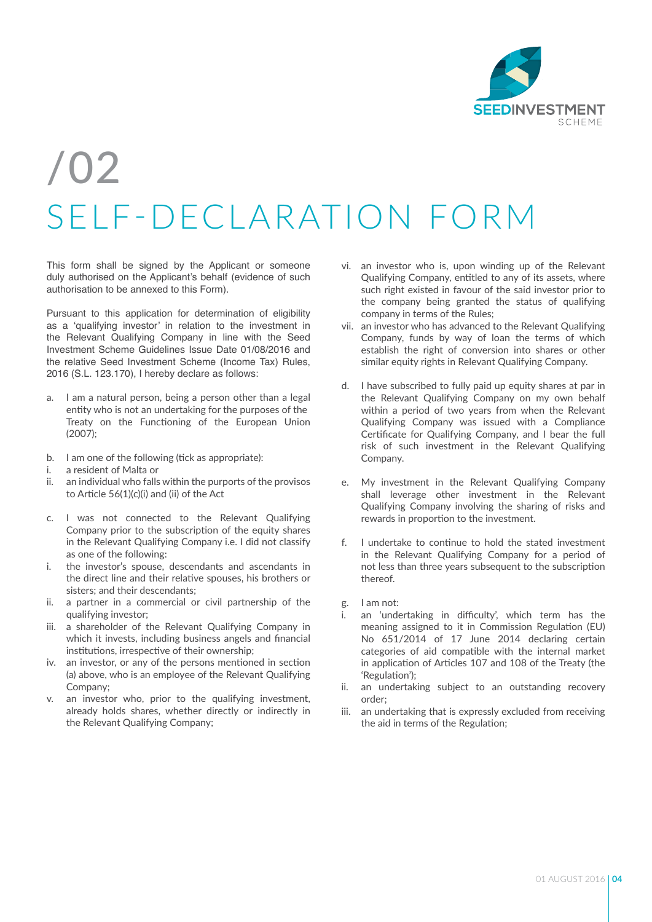# /02

# SELF-DECLARATION FORM

This form shall be signed by the Applicant or someone duly authorised on the Applicant's behalf (evidence of such authorisation to be annexed to this Form).

Pursuant to this application for determination of eligibility as a 'qualifying investor' in relation to the investment in the Relevant Qualifying Company in line with the Seed Investment Scheme Guidelines Issue Date 01/08/2016 and the relative Seed Investment Scheme (Income Tax) Rules, 2016 (S.L. 123.170), I hereby declare as follows:

a. I am a natural person, being a person other than a legal entity who is not an undertaking for the purposes of the Treaty on the Functioning of the European Union (2007);

b. I am one of the following (tick as appropriate):
   i. a resident of Malta or
   ii. an individual who falls within the purports of the provisos to Article 56(1)(c)(i) and (ii) of the Act

c. I was not connected to the Relevant Qualifying Company prior to the subscription of the equity shares in the Relevant Qualifying Company i.e. I did not classify as one of the following:
   i. the investor's spouse, descendants and ascendants in the direct line and their relative spouses, his brothers or sisters; and their descendants;
   ii. a partner in a commercial or civil partnership of the qualifying investor;
   iii. a shareholder of the Relevant Qualifying Company in which it invests, including business angels and financial institutions, irrespective of their ownership;
   iv. an investor, or any of the persons mentioned in section (a) above, who is an employee of the Relevant Qualifying Company;
   v. an investor who, prior to the qualifying investment, already holds shares, whether directly or indirectly in the Relevant Qualifying Company;
   vi. an investor who is, upon winding up of the Relevant Qualifying Company, entitled to any of its assets, where such right existed in favour of the said investor prior to the company being granted the status of qualifying company in terms of the Rules;
   vii. an investor who has advanced to the Relevant Qualifying Company, funds by way of loan the terms of which establish the right of conversion into shares or other similar equity rights in Relevant Qualifying Company.

d. I have subscribed to fully paid up equity shares at par in the Relevant Qualifying Company on my own behalf within a period of two years from when the Relevant Qualifying Company was issued with a Compliance Certificate for Qualifying Company, and I bear the full risk of such investment in the Relevant Qualifying Company.

e. My investment in the Relevant Qualifying Company shall leverage other investment in the Relevant Qualifying Company involving the sharing of risks and rewards in proportion to the investment.

f. I undertake to continue to hold the stated investment in the Relevant Qualifying Company for a period of not less than three years subsequent to the subscription thereof.

g. I am not:
   i. an 'undertaking in difficulty', which term has the meaning assigned to it in Commission Regulation (EU) No 651/2014 of 17 June 2014 declaring certain categories of aid compatible with the internal market in application of Articles 107 and 108 of the Treaty (the 'Regulation');
   ii. an undertaking subject to an outstanding recovery order;
   iii. an undertaking that is expressly excluded from receiving the aid in terms of the Regulation;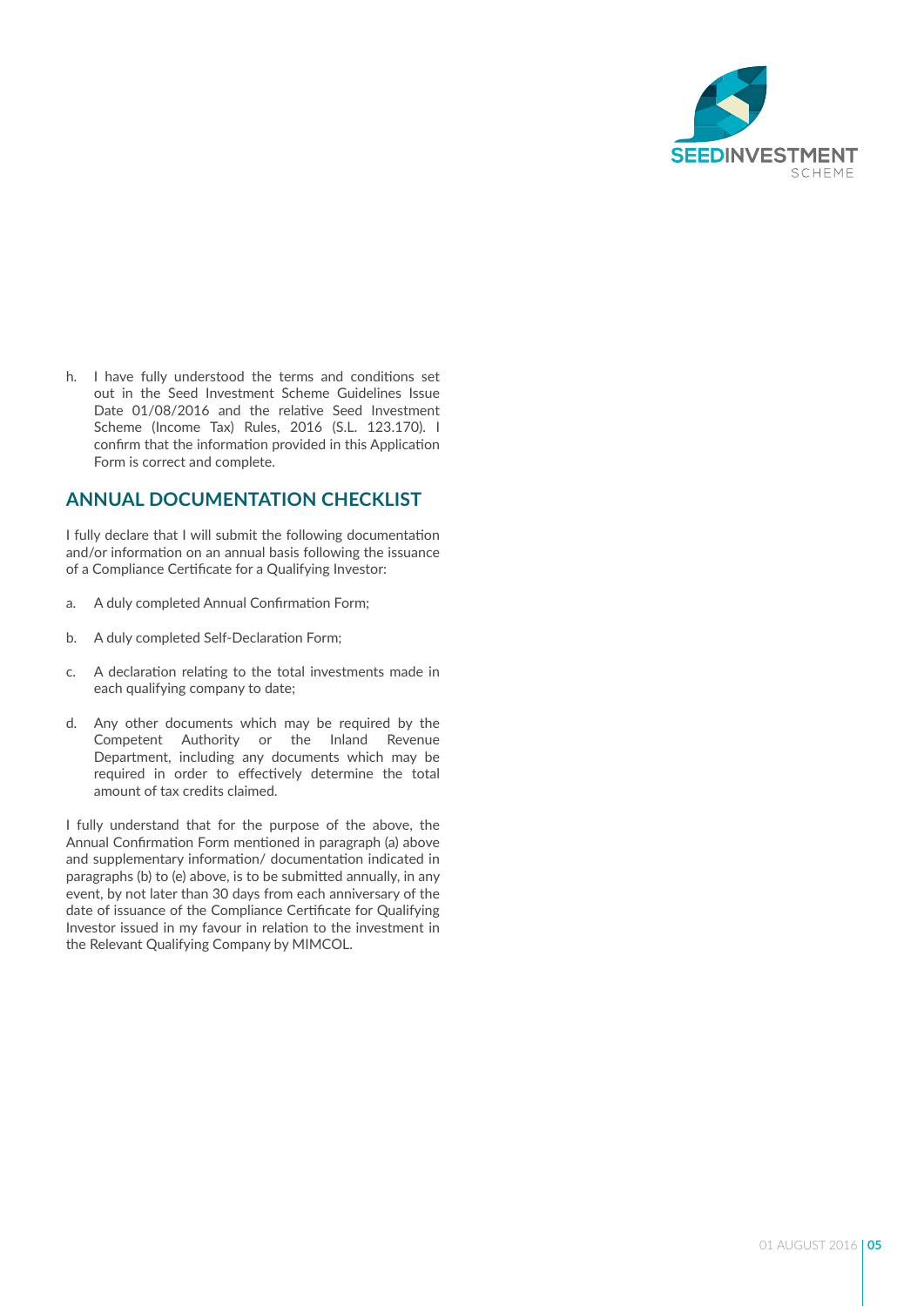h. I have fully understood the terms and conditions set out in the Seed Investment Scheme Guidelines Issue Date 01/08/2016 and the relative Seed Investment Scheme (Income Tax) Rules, 2016 (S.L. 123.170). I confirm that the information provided in this Application Form is correct and complete.

## ANNUAL DOCUMENTATION CHECKLIST

I fully declare that I will submit the following documentation and/or information on an annual basis following the issuance of a Compliance Certificate for a Qualifying Investor:

a. A duly completed Annual Confirmation Form;

b. A duly completed Self-Declaration Form;

c. A declaration relating to the total investments made in each qualifying company to date;

d. Any other documents which may be required by the Competent Authority or the Inland Revenue Department, including any documents which may be required in order to effectively determine the total amount of tax credits claimed.

I fully understand that for the purpose of the above, the Annual Confirmation Form mentioned in paragraph (a) above and supplementary information/ documentation indicated in paragraphs (b) to (e) above, is to be submitted annually, in any event, by not later than 30 days from each anniversary of the date of issuance of the Compliance Certificate for Qualifying Investor issued in my favour in relation to the investment in the Relevant Qualifying Company by MIMCOL.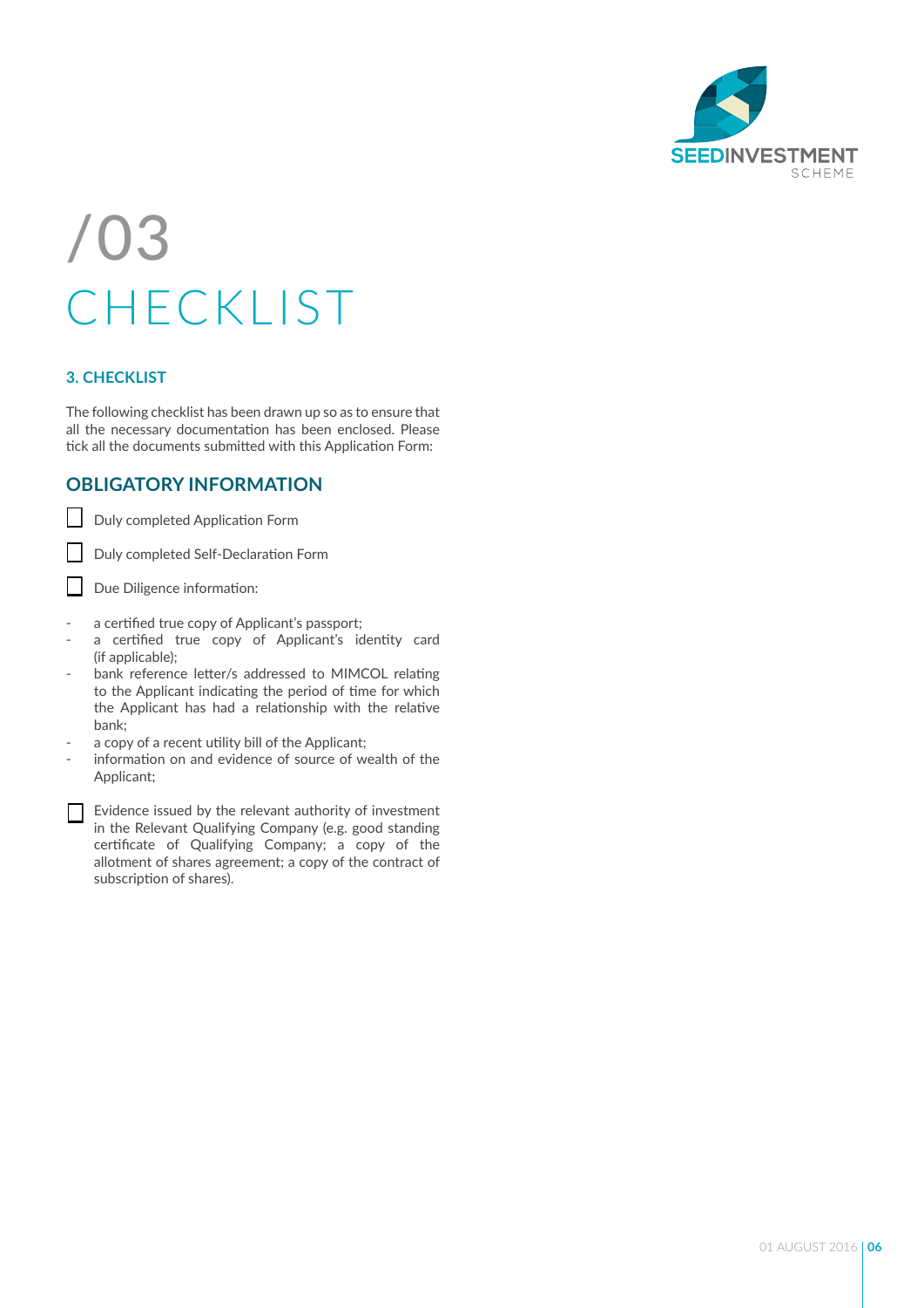# /03 CHECKLIST

### 3. CHECKLIST

The following checklist has been drawn up so as to ensure that all the necessary documentation has been enclosed. Please tick all the documents submitted with this Application Form:

## OBLIGATORY INFORMATION

- [ ] Duly completed Application Form
- [ ] Duly completed Self-Declaration Form
- [ ] Due Diligence information:

- a certified true copy of Applicant's passport;
- a certified true copy of Applicant's identity card (if applicable);
- bank reference letter/s addressed to MIMCOL relating to the Applicant indicating the period of time for which the Applicant has had a relationship with the relative bank;
- a copy of a recent utility bill of the Applicant;
- information on and evidence of source of wealth of the Applicant;

- [ ] Evidence issued by the relevant authority of investment in the Relevant Qualifying Company (e.g. good standing certificate of Qualifying Company; a copy of the allotment of shares agreement; a copy of the contract of subscription of shares).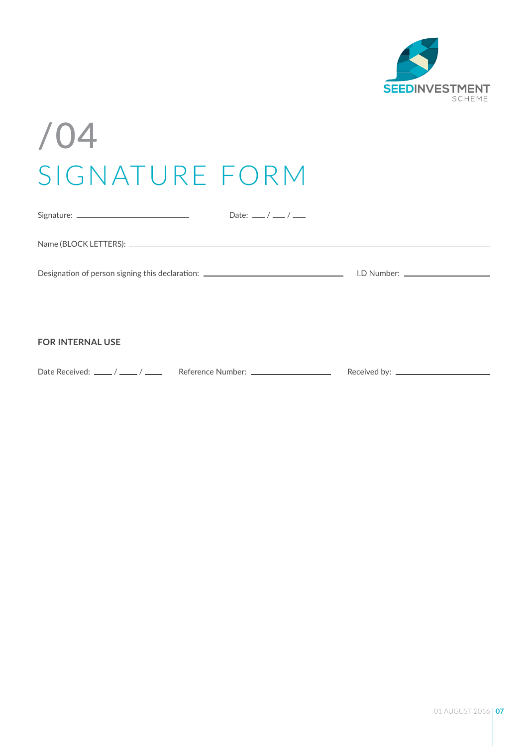SEEDINVESTMENT SCHEME

# /04 SIGNATURE FORM

Signature: ______________________ Date: ___ / ___ / ___

Name (BLOCK LETTERS): ____________________________________________

Designation of person signing this declaration: ______________________ I.D Number: ______________

**FOR INTERNAL USE**

Date Received: ___ / ___ / ___ Reference Number: ______________ Received by: ______________